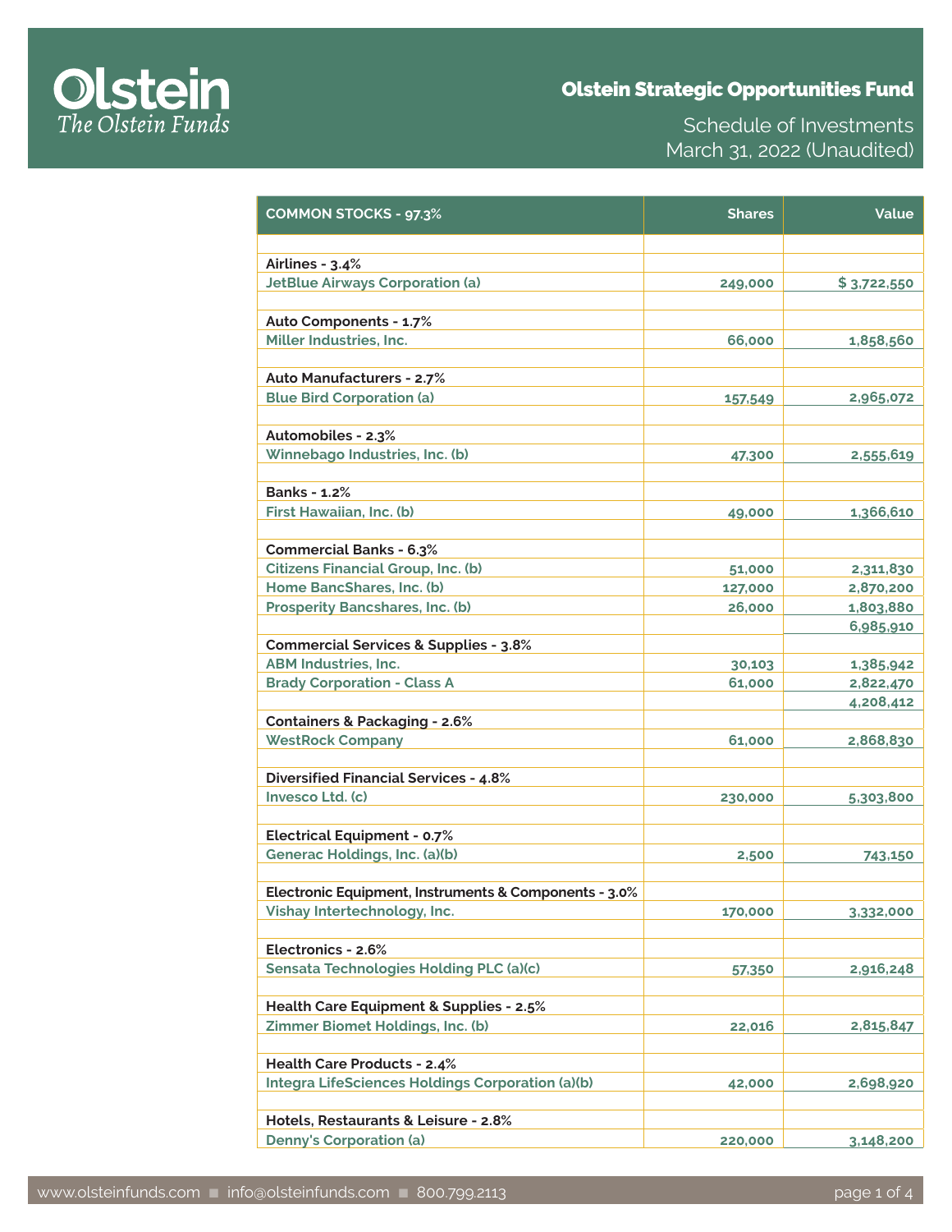# Olstein Strategic Opportunities Fund

Schedule of Investments
March 31, 2022 (Unaudited)

| COMMON STOCKS - 97.3% | Shares | Value |
|---|---|---|
| **Airlines - 3.4%** | | |
| JetBlue Airways Corporation (a) | 249,000 | $ 3,722,550 |
| **Auto Components - 1.7%** | | |
| Miller Industries, Inc. | 66,000 | 1,858,560 |
| **Auto Manufacturers - 2.7%** | | |
| Blue Bird Corporation (a) | 157,549 | 2,965,072 |
| **Automobiles - 2.3%** | | |
| Winnebago Industries, Inc. (b) | 47,300 | 2,555,619 |
| **Banks - 1.2%** | | |
| First Hawaiian, Inc. (b) | 49,000 | 1,366,610 |
| **Commercial Banks - 6.3%** | | |
| Citizens Financial Group, Inc. (b) | 51,000 | 2,311,830 |
| Home BancShares, Inc. (b) | 127,000 | 2,870,200 |
| Prosperity Bancshares, Inc. (b) | 26,000 | 1,803,880 |
| | | 6,985,910 |
| **Commercial Services & Supplies - 3.8%** | | |
| ABM Industries, Inc. | 30,103 | 1,385,942 |
| Brady Corporation - Class A | 61,000 | 2,822,470 |
| | | 4,208,412 |
| **Containers & Packaging - 2.6%** | | |
| WestRock Company | 61,000 | 2,868,830 |
| **Diversified Financial Services - 4.8%** | | |
| Invesco Ltd. (c) | 230,000 | 5,303,800 |
| **Electrical Equipment - 0.7%** | | |
| Generac Holdings, Inc. (a)(b) | 2,500 | 743,150 |
| **Electronic Equipment, Instruments & Components - 3.0%** | | |
| Vishay Intertechnology, Inc. | 170,000 | 3,332,000 |
| **Electronics - 2.6%** | | |
| Sensata Technologies Holding PLC (a)(c) | 57,350 | 2,916,248 |
| **Health Care Equipment & Supplies - 2.5%** | | |
| Zimmer Biomet Holdings, Inc. (b) | 22,016 | 2,815,847 |
| **Health Care Products - 2.4%** | | |
| Integra LifeSciences Holdings Corporation (a)(b) | 42,000 | 2,698,920 |
| **Hotels, Restaurants & Leisure - 2.8%** | | |
| Denny's Corporation (a) | 220,000 | 3,148,200 |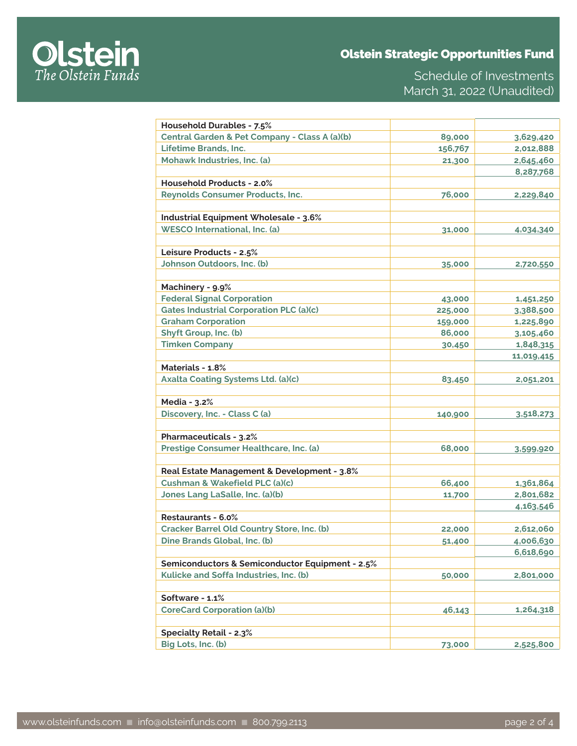| | | |
|---|---|---|
| **Household Durables - 7.5%** | | |
| Central Garden & Pet Company - Class A (a)(b) | 89,000 | 3,629,420 |
| Lifetime Brands, Inc. | 156,767 | 2,012,888 |
| Mohawk Industries, Inc. (a) | 21,300 | 2,645,460 |
| | | 8,287,768 |
| **Household Products - 2.0%** | | |
| Reynolds Consumer Products, Inc. | 76,000 | 2,229,840 |
| | | |
| **Industrial Equipment Wholesale - 3.6%** | | |
| WESCO International, Inc. (a) | 31,000 | 4,034,340 |
| | | |
| **Leisure Products - 2.5%** | | |
| Johnson Outdoors, Inc. (b) | 35,000 | 2,720,550 |
| | | |
| **Machinery - 9.9%** | | |
| Federal Signal Corporation | 43,000 | 1,451,250 |
| Gates Industrial Corporation PLC (a)(c) | 225,000 | 3,388,500 |
| Graham Corporation | 159,000 | 1,225,890 |
| Shyft Group, Inc. (b) | 86,000 | 3,105,460 |
| Timken Company | 30,450 | 1,848,315 |
| | | 11,019,415 |
| **Materials - 1.8%** | | |
| Axalta Coating Systems Ltd. (a)(c) | 83,450 | 2,051,201 |
| | | |
| **Media - 3.2%** | | |
| Discovery, Inc. - Class C (a) | 140,900 | 3,518,273 |
| | | |
| **Pharmaceuticals - 3.2%** | | |
| Prestige Consumer Healthcare, Inc. (a) | 68,000 | 3,599,920 |
| | | |
| **Real Estate Management & Development - 3.8%** | | |
| Cushman & Wakefield PLC (a)(c) | 66,400 | 1,361,864 |
| Jones Lang LaSalle, Inc. (a)(b) | 11,700 | 2,801,682 |
| | | 4,163,546 |
| **Restaurants - 6.0%** | | |
| Cracker Barrel Old Country Store, Inc. (b) | 22,000 | 2,612,060 |
| Dine Brands Global, Inc. (b) | 51,400 | 4,006,630 |
| | | 6,618,690 |
| **Semiconductors & Semiconductor Equipment - 2.5%** | | |
| Kulicke and Soffa Industries, Inc. (b) | 50,000 | 2,801,000 |
| | | |
| **Software - 1.1%** | | |
| CoreCard Corporation (a)(b) | 46,143 | 1,264,318 |
| | | |
| **Specialty Retail - 2.3%** | | |
| Big Lots, Inc. (b) | 73,000 | 2,525,800 |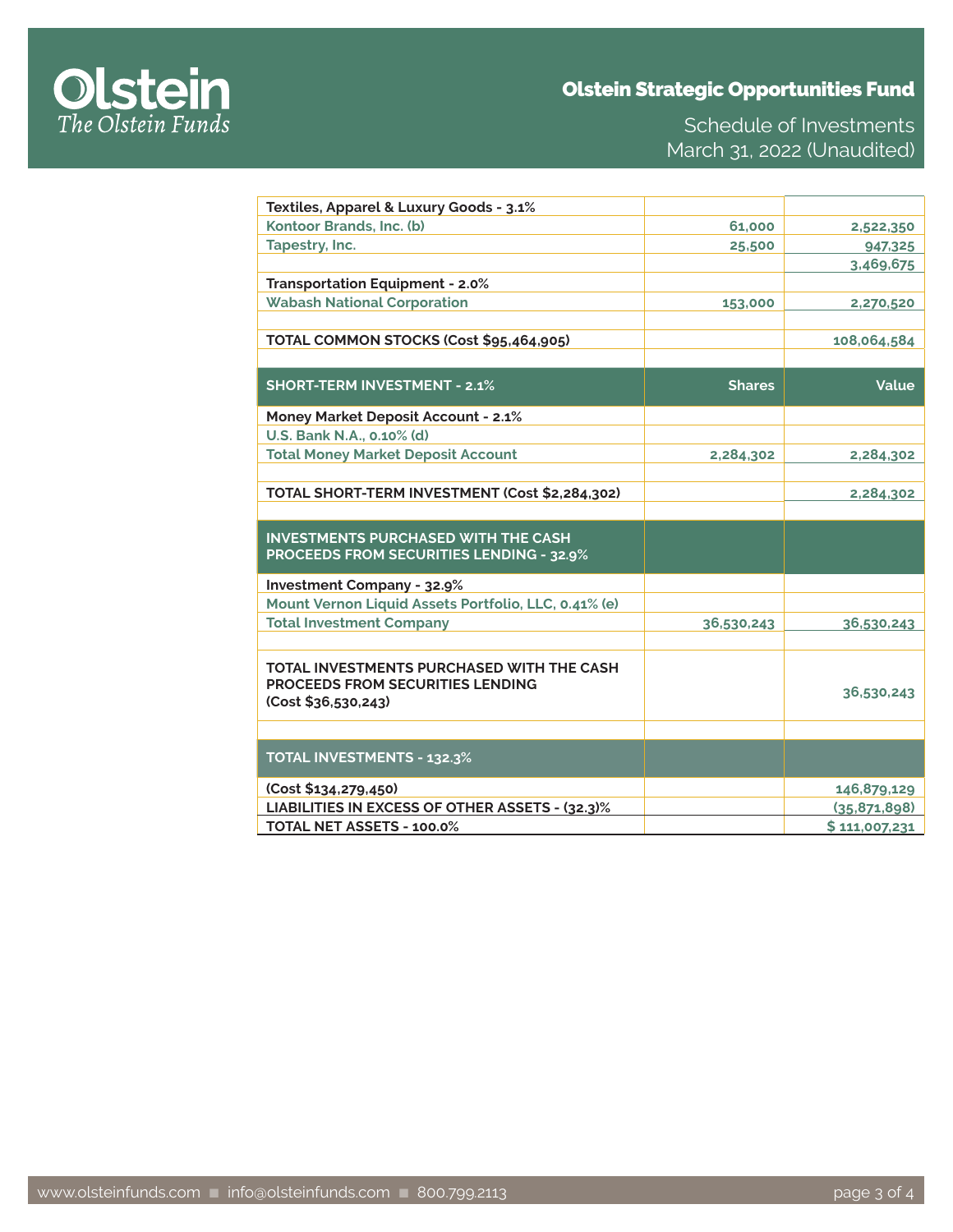# Olstein Strategic Opportunities Fund

Schedule of Investments
March 31, 2022 (Unaudited)

| | | |
|---|---:|---:|
| **Textiles, Apparel & Luxury Goods - 3.1%** | | |
| Kontoor Brands, Inc. (b) | 61,000 | 2,522,350 |
| Tapestry, Inc. | 25,500 | 947,325 |
| | | 3,469,675 |
| **Transportation Equipment - 2.0%** | | |
| Wabash National Corporation | 153,000 | 2,270,520 |
| | | |
| **TOTAL COMMON STOCKS (Cost $95,464,905)** | | 108,064,584 |
| | | |
| **SHORT-TERM INVESTMENT - 2.1%** | **Shares** | **Value** |
| **Money Market Deposit Account - 2.1%** | | |
| U.S. Bank N.A., 0.10% (d) | | |
| Total Money Market Deposit Account | 2,284,302 | 2,284,302 |
| | | |
| **TOTAL SHORT-TERM INVESTMENT (Cost $2,284,302)** | | 2,284,302 |
| | | |
| **INVESTMENTS PURCHASED WITH THE CASH PROCEEDS FROM SECURITIES LENDING - 32.9%** | | |
| **Investment Company - 32.9%** | | |
| Mount Vernon Liquid Assets Portfolio, LLC, 0.41% (e) | | |
| Total Investment Company | 36,530,243 | 36,530,243 |
| | | |
| **TOTAL INVESTMENTS PURCHASED WITH THE CASH PROCEEDS FROM SECURITIES LENDING (Cost $36,530,243)** | | 36,530,243 |
| | | |
| **TOTAL INVESTMENTS - 132.3%** | | |
| **(Cost $134,279,450)** | | 146,879,129 |
| **LIABILITIES IN EXCESS OF OTHER ASSETS - (32.3)%** | | (35,871,898) |
| **TOTAL NET ASSETS - 100.0%** | | $ 111,007,231 |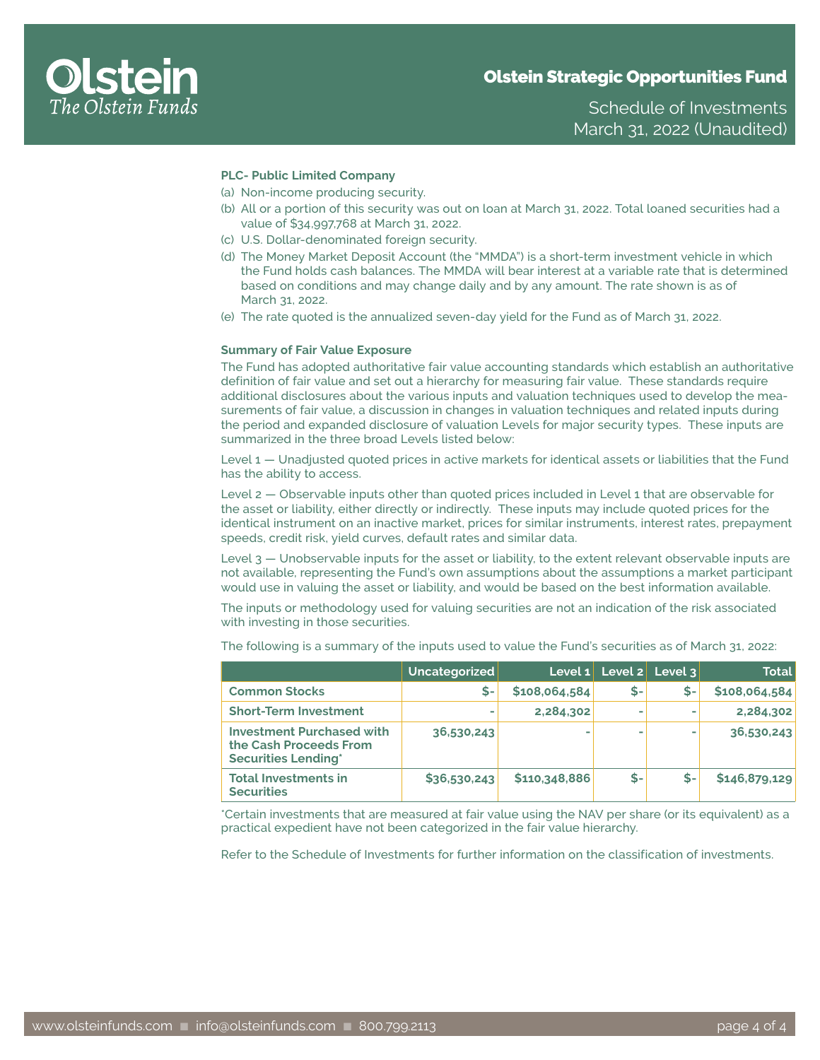**PLC- Public Limited Company**

(a) Non-income producing security.

(b) All or a portion of this security was out on loan at March 31, 2022. Total loaned securities had a value of $34,997,768 at March 31, 2022.

(c) U.S. Dollar-denominated foreign security.

(d) The Money Market Deposit Account (the "MMDA") is a short-term investment vehicle in which the Fund holds cash balances. The MMDA will bear interest at a variable rate that is determined based on conditions and may change daily and by any amount. The rate shown is as of March 31, 2022.

(e) The rate quoted is the annualized seven-day yield for the Fund as of March 31, 2022.

**Summary of Fair Value Exposure**

The Fund has adopted authoritative fair value accounting standards which establish an authoritative definition of fair value and set out a hierarchy for measuring fair value. These standards require additional disclosures about the various inputs and valuation techniques used to develop the measurements of fair value, a discussion in changes in valuation techniques and related inputs during the period and expanded disclosure of valuation Levels for major security types. These inputs are summarized in the three broad Levels listed below:

Level 1 — Unadjusted quoted prices in active markets for identical assets or liabilities that the Fund has the ability to access.

Level 2 — Observable inputs other than quoted prices included in Level 1 that are observable for the asset or liability, either directly or indirectly. These inputs may include quoted prices for the identical instrument on an inactive market, prices for similar instruments, interest rates, prepayment speeds, credit risk, yield curves, default rates and similar data.

Level 3 — Unobservable inputs for the asset or liability, to the extent relevant observable inputs are not available, representing the Fund's own assumptions about the assumptions a market participant would use in valuing the asset or liability, and would be based on the best information available.

The inputs or methodology used for valuing securities are not an indication of the risk associated with investing in those securities.

The following is a summary of the inputs used to value the Fund's securities as of March 31, 2022:

| | Uncategorized | Level 1 | Level 2 | Level 3 | Total |
|---|---|---|---|---|---|
| **Common Stocks** | $- | $108,064,584 | $- | $- | $108,064,584 |
| **Short-Term Investment** | - | 2,284,302 | - | - | 2,284,302 |
| **Investment Purchased with the Cash Proceeds From Securities Lending*** | 36,530,243 | - | - | - | 36,530,243 |
| **Total Investments in Securities** | $36,530,243 | $110,348,886 | $- | $- | $146,879,129 |

*Certain investments that are measured at fair value using the NAV per share (or its equivalent) as a practical expedient have not been categorized in the fair value hierarchy.

Refer to the Schedule of Investments for further information on the classification of investments.